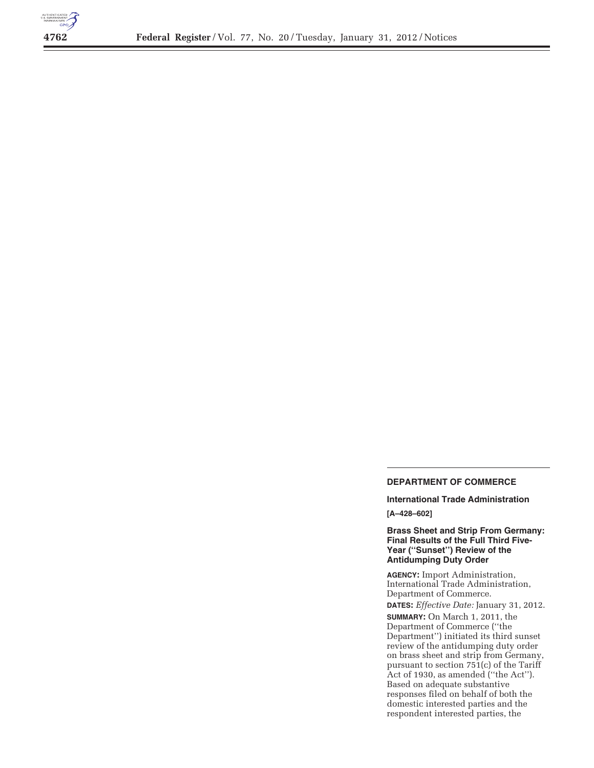## DEPARTMENT OF COMMERCE

### International Trade Administration

**[A–428–602]**

### Brass Sheet and Strip From Germany: Final Results of the Full Third Five-Year (''Sunset'') Review of the Antidumping Duty Order

**AGENCY:** Import Administration, International Trade Administration, Department of Commerce.

**DATES:** *Effective Date:* January 31, 2012.

**SUMMARY:** On March 1, 2011, the Department of Commerce (''the Department'') initiated its third sunset review of the antidumping duty order on brass sheet and strip from Germany, pursuant to section 751(c) of the Tariff Act of 1930, as amended (''the Act''). Based on adequate substantive responses filed on behalf of both the domestic interested parties and the respondent interested parties, the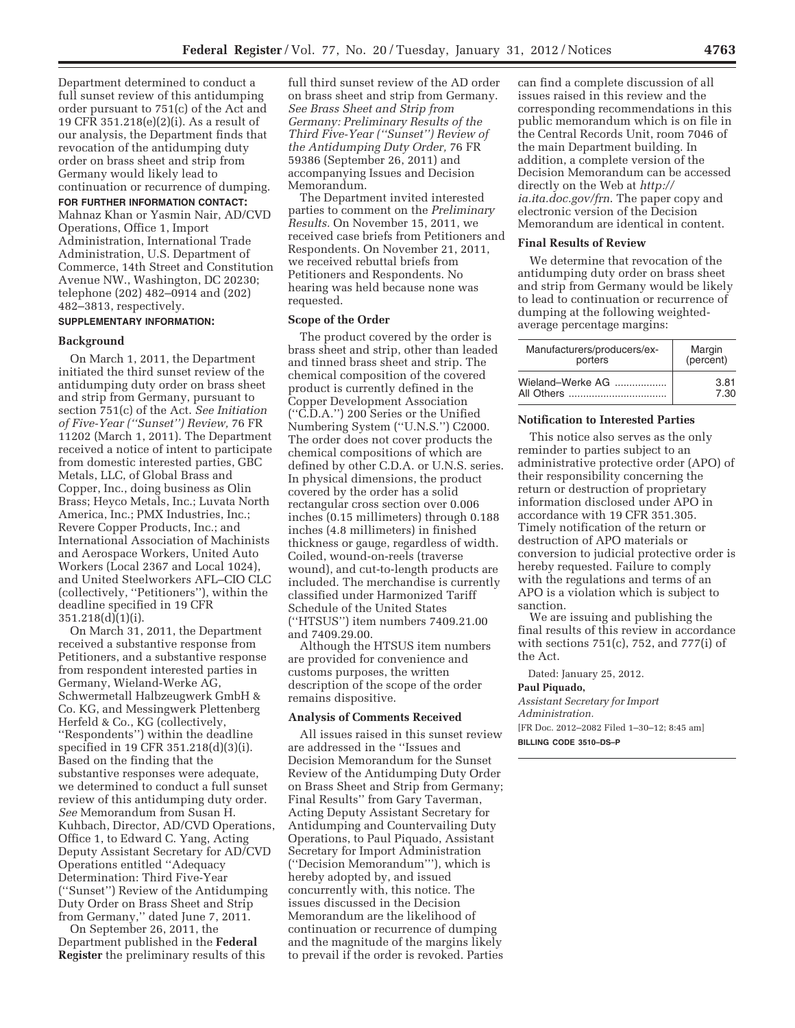Department determined to conduct a full sunset review of this antidumping order pursuant to 751(c) of the Act and 19 CFR 351.218(e)(2)(i). As a result of our analysis, the Department finds that revocation of the antidumping duty order on brass sheet and strip from Germany would likely lead to continuation or recurrence of dumping.

**FOR FURTHER INFORMATION CONTACT:** Mahnaz Khan or Yasmin Nair, AD/CVD Operations, Office 1, Import Administration, International Trade Administration, U.S. Department of Commerce, 14th Street and Constitution Avenue NW., Washington, DC 20230; telephone (202) 482–0914 and (202) 482–3813, respectively.

**SUPPLEMENTARY INFORMATION:**

### Background

On March 1, 2011, the Department initiated the third sunset review of the antidumping duty order on brass sheet and strip from Germany, pursuant to section 751(c) of the Act. *See Initiation of Five-Year (''Sunset'') Review,* 76 FR 11202 (March 1, 2011). The Department received a notice of intent to participate from domestic interested parties, GBC Metals, LLC, of Global Brass and Copper, Inc., doing business as Olin Brass; Heyco Metals, Inc.; Luvata North America, Inc.; PMX Industries, Inc.; Revere Copper Products, Inc.; and International Association of Machinists and Aerospace Workers, United Auto Workers (Local 2367 and Local 1024), and United Steelworkers AFL–CIO CLC (collectively, ''Petitioners''), within the deadline specified in 19 CFR 351.218(d)(1)(i).

On March 31, 2011, the Department received a substantive response from Petitioners, and a substantive response from respondent interested parties in Germany, Wieland-Werke AG, Schwermetall Halbzeugwerk GmbH & Co. KG, and Messingwerk Plettenberg Herfeld & Co., KG (collectively, ''Respondents'') within the deadline specified in 19 CFR 351.218(d)(3)(i). Based on the finding that the substantive responses were adequate, we determined to conduct a full sunset review of this antidumping duty order. *See* Memorandum from Susan H. Kuhbach, Director, AD/CVD Operations, Office 1, to Edward C. Yang, Acting Deputy Assistant Secretary for AD/CVD Operations entitled ''Adequacy Determination: Third Five-Year (''Sunset'') Review of the Antidumping Duty Order on Brass Sheet and Strip from Germany,'' dated June 7, 2011.

On September 26, 2011, the Department published in the **Federal Register** the preliminary results of this full third sunset review of the AD order on brass sheet and strip from Germany. *See Brass Sheet and Strip from Germany: Preliminary Results of the Third Five-Year (''Sunset'') Review of the Antidumping Duty Order,* 76 FR 59386 (September 26, 2011) and accompanying Issues and Decision Memorandum.

The Department invited interested parties to comment on the *Preliminary Results.* On November 15, 2011, we received case briefs from Petitioners and Respondents. On November 21, 2011, we received rebuttal briefs from Petitioners and Respondents. No hearing was held because none was requested.

### Scope of the Order

The product covered by the order is brass sheet and strip, other than leaded and tinned brass sheet and strip. The chemical composition of the covered product is currently defined in the Copper Development Association (''C.D.A.'') 200 Series or the Unified Numbering System (''U.N.S.'') C2000. The order does not cover products the chemical compositions of which are defined by other C.D.A. or U.N.S. series. In physical dimensions, the product covered by the order has a solid rectangular cross section over 0.006 inches (0.15 millimeters) through 0.188 inches (4.8 millimeters) in finished thickness or gauge, regardless of width. Coiled, wound-on-reels (traverse wound), and cut-to-length products are included. The merchandise is currently classified under Harmonized Tariff Schedule of the United States (''HTSUS'') item numbers 7409.21.00 and 7409.29.00.

Although the HTSUS item numbers are provided for convenience and customs purposes, the written description of the scope of the order remains dispositive.

### Analysis of Comments Received

All issues raised in this sunset review are addressed in the ''Issues and Decision Memorandum for the Sunset Review of the Antidumping Duty Order on Brass Sheet and Strip from Germany; Final Results'' from Gary Taverman, Acting Deputy Assistant Secretary for Antidumping and Countervailing Duty Operations, to Paul Piquado, Assistant Secretary for Import Administration (''Decision Memorandum'''), which is hereby adopted by, and issued concurrently with, this notice. The issues discussed in the Decision Memorandum are the likelihood of continuation or recurrence of dumping and the magnitude of the margins likely to prevail if the order is revoked. Parties can find a complete discussion of all issues raised in this review and the corresponding recommendations in this public memorandum which is on file in the Central Records Unit, room 7046 of the main Department building. In addition, a complete version of the Decision Memorandum can be accessed directly on the Web at *http://ia.ita.doc.gov/frn.* The paper copy and electronic version of the Decision Memorandum are identical in content.

### Final Results of Review

We determine that revocation of the antidumping duty order on brass sheet and strip from Germany would be likely to lead to continuation or recurrence of dumping at the following weighted-average percentage margins:

| Manufacturers/producers/exporters | Margin (percent) |
|---|---|
| Wieland–Werke AG | 3.81 |
| All Others | 7.30 |

### Notification to Interested Parties

This notice also serves as the only reminder to parties subject to an administrative protective order (APO) of their responsibility concerning the return or destruction of proprietary information disclosed under APO in accordance with 19 CFR 351.305. Timely notification of the return or destruction of APO materials or conversion to judicial protective order is hereby requested. Failure to comply with the regulations and terms of an APO is a violation which is subject to sanction.

We are issuing and publishing the final results of this review in accordance with sections 751(c), 752, and 777(i) of the Act.

Dated: January 25, 2012.

**Paul Piquado,**

*Assistant Secretary for Import Administration.*

[FR Doc. 2012–2082 Filed 1–30–12; 8:45 am]

**BILLING CODE 3510–DS–P**